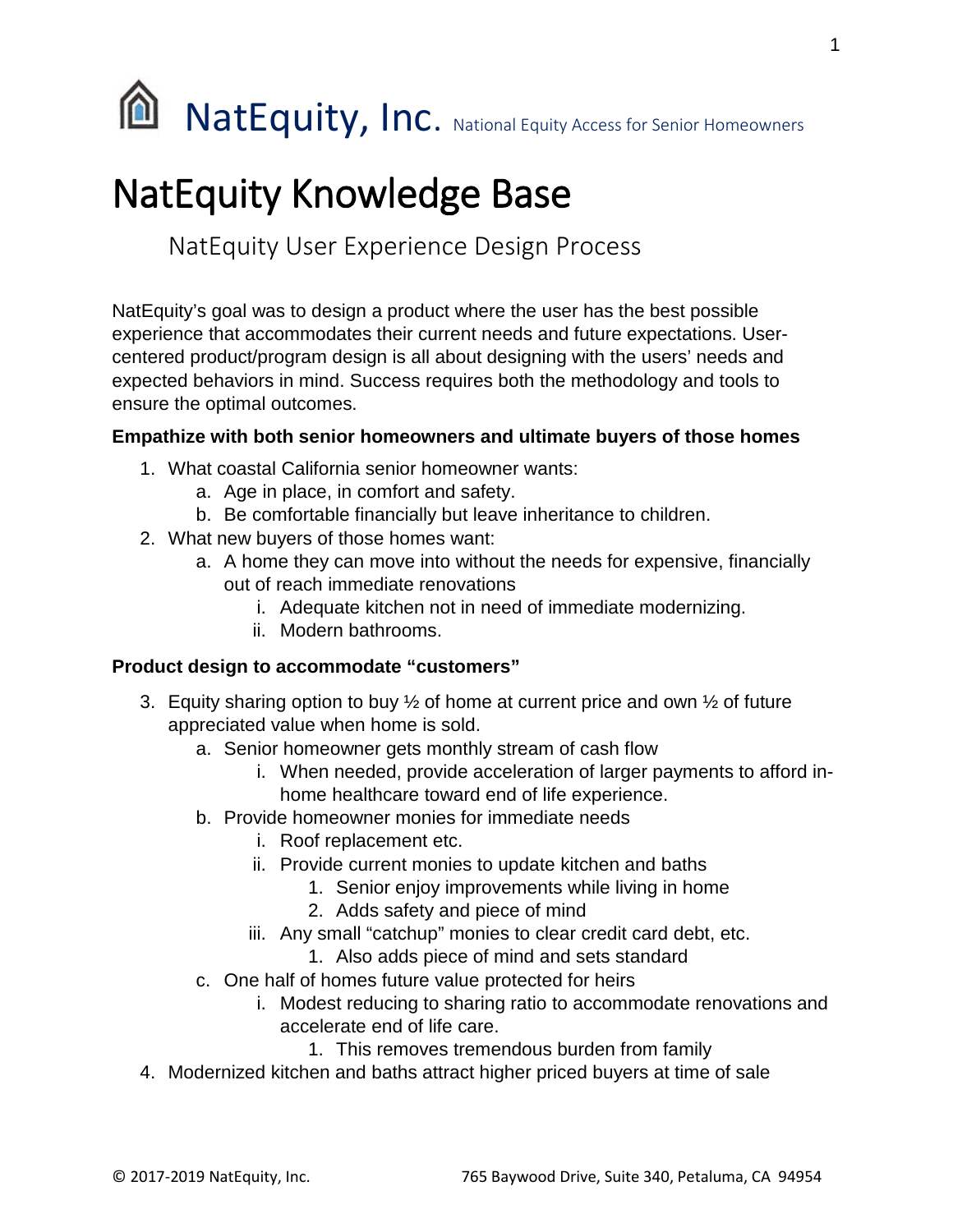# NatEquity, Inc. National Equity Access for Senior Homeowners

# NatEquity Knowledge Base

## NatEquity User Experience Design Process

NatEquity's goal was to design a product where the user has the best possible experience that accommodates their current needs and future expectations. User-centered product/program design is all about designing with the users' needs and expected behaviors in mind. Success requires both the methodology and tools to ensure the optimal outcomes.

**Empathize with both senior homeowners and ultimate buyers of those homes**

1. What coastal California senior homeowner wants:
    a. Age in place, in comfort and safety.
    b. Be comfortable financially but leave inheritance to children.
2. What new buyers of those homes want:
    a. A home they can move into without the needs for expensive, financially out of reach immediate renovations
        i. Adequate kitchen not in need of immediate modernizing.
        ii. Modern bathrooms.

**Product design to accommodate "customers"**

3. Equity sharing option to buy ½ of home at current price and own ½ of future appreciated value when home is sold.
    a. Senior homeowner gets monthly stream of cash flow
        i. When needed, provide acceleration of larger payments to afford in-home healthcare toward end of life experience.
    b. Provide homeowner monies for immediate needs
        i. Roof replacement etc.
        ii. Provide current monies to update kitchen and baths
            1. Senior enjoy improvements while living in home
            2. Adds safety and piece of mind
        iii. Any small "catchup" monies to clear credit card debt, etc.
            1. Also adds piece of mind and sets standard
    c. One half of homes future value protected for heirs
        i. Modest reducing to sharing ratio to accommodate renovations and accelerate end of life care.
            1. This removes tremendous burden from family
4. Modernized kitchen and baths attract higher priced buyers at time of sale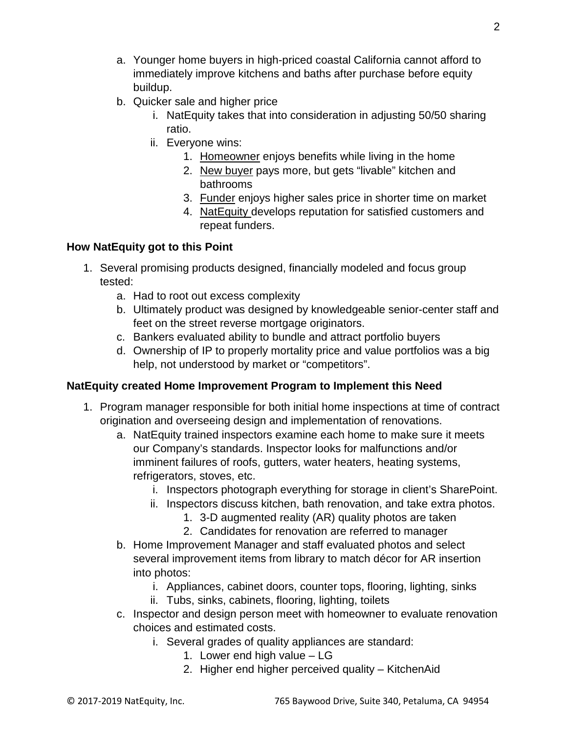a. Younger home buyers in high-priced coastal California cannot afford to immediately improve kitchens and baths after purchase before equity buildup.
   b. Quicker sale and higher price
      i. NatEquity takes that into consideration in adjusting 50/50 sharing ratio.
      ii. Everyone wins:
         1. <u>Homeowner</u> enjoys benefits while living in the home
         2. <u>New buyer</u> pays more, but gets "livable" kitchen and bathrooms
         3. <u>Funder</u> enjoys higher sales price in shorter time on market
         4. <u>NatEquity</u> develops reputation for satisfied customers and repeat funders.

**How NatEquity got to this Point**

1. Several promising products designed, financially modeled and focus group tested:
   a. Had to root out excess complexity
   b. Ultimately product was designed by knowledgeable senior-center staff and feet on the street reverse mortgage originators.
   c. Bankers evaluated ability to bundle and attract portfolio buyers
   d. Ownership of IP to properly mortality price and value portfolios was a big help, not understood by market or "competitors".

**NatEquity created Home Improvement Program to Implement this Need**

1. Program manager responsible for both initial home inspections at time of contract origination and overseeing design and implementation of renovations.
   a. NatEquity trained inspectors examine each home to make sure it meets our Company's standards. Inspector looks for malfunctions and/or imminent failures of roofs, gutters, water heaters, heating systems, refrigerators, stoves, etc.
      i. Inspectors photograph everything for storage in client's SharePoint.
      ii. Inspectors discuss kitchen, bath renovation, and take extra photos.
         1. 3-D augmented reality (AR) quality photos are taken
         2. Candidates for renovation are referred to manager
   b. Home Improvement Manager and staff evaluated photos and select several improvement items from library to match décor for AR insertion into photos:
      i. Appliances, cabinet doors, counter tops, flooring, lighting, sinks
      ii. Tubs, sinks, cabinets, flooring, lighting, toilets
   c. Inspector and design person meet with homeowner to evaluate renovation choices and estimated costs.
      i. Several grades of quality appliances are standard:
         1. Lower end high value – LG
         2. Higher end higher perceived quality – KitchenAid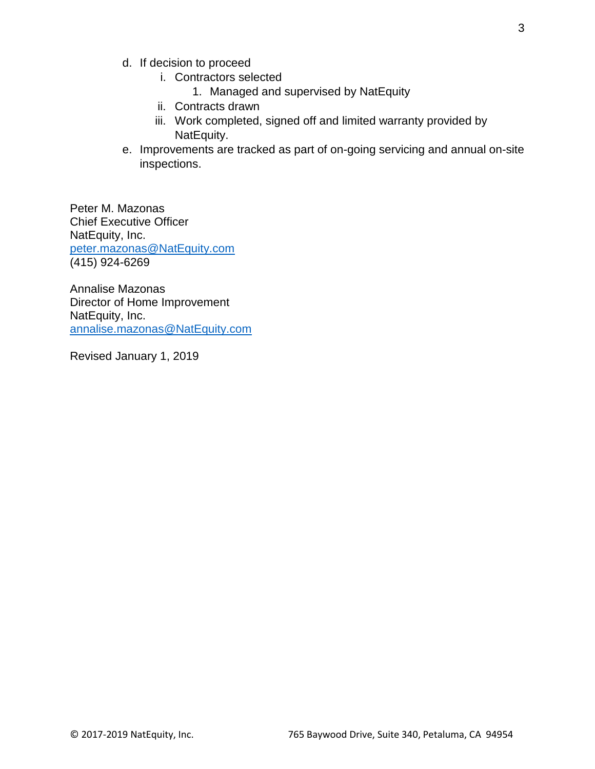d. If decision to proceed
    i. Contractors selected
        1. Managed and supervised by NatEquity
    ii. Contracts drawn
    iii. Work completed, signed off and limited warranty provided by NatEquity.

e. Improvements are tracked as part of on-going servicing and annual on-site inspections.

Peter M. Mazonas  
Chief Executive Officer  
NatEquity, Inc.  
peter.mazonas@NatEquity.com  
(415) 924-6269

Annalise Mazonas  
Director of Home Improvement  
NatEquity, Inc.  
annalise.mazonas@NatEquity.com

Revised January 1, 2019

© 2017-2019 NatEquity, Inc. 765 Baywood Drive, Suite 340, Petaluma, CA 94954